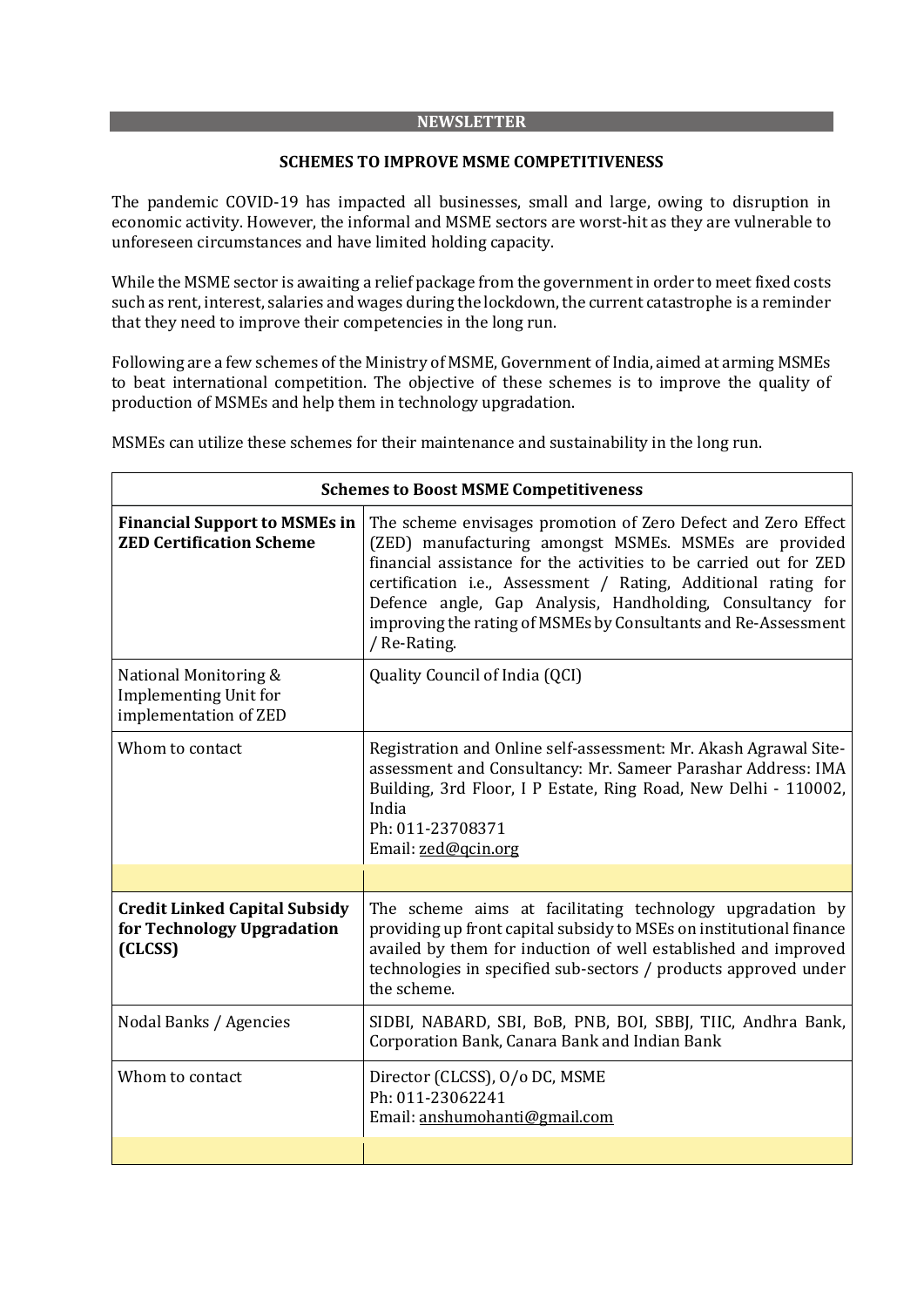## NEWSLETTER

### SCHEMES TO IMPROVE MSME COMPETITIVENESS

The pandemic COVID-19 has impacted all businesses, small and large, owing to disruption in economic activity. However, the informal and MSME sectors are worst-hit as they are vulnerable to unforeseen circumstances and have limited holding capacity.

While the MSME sector is awaiting a relief package from the government in order to meet fixed costs such as rent, interest, salaries and wages during the lockdown, the current catastrophe is a reminder that they need to improve their competencies in the long run.

Following are a few schemes of the Ministry of MSME, Government of India, aimed at arming MSMEs to beat international competition. The objective of these schemes is to improve the quality of production of MSMEs and help them in technology upgradation.

MSMEs can utilize these schemes for their maintenance and sustainability in the long run.

| **Schemes to Boost MSME Competitiveness** | |
|---|---|
| **Financial Support to MSMEs in ZED Certification Scheme** | The scheme envisages promotion of Zero Defect and Zero Effect (ZED) manufacturing amongst MSMEs. MSMEs are provided financial assistance for the activities to be carried out for ZED certification i.e., Assessment / Rating, Additional rating for Defence angle, Gap Analysis, Handholding, Consultancy for improving the rating of MSMEs by Consultants and Re-Assessment / Re-Rating. |
| National Monitoring & Implementing Unit for implementation of ZED | Quality Council of India (QCI) |
| Whom to contact | Registration and Online self-assessment: Mr. Akash Agrawal Site-assessment and Consultancy: Mr. Sameer Parashar Address: IMA Building, 3rd Floor, I P Estate, Ring Road, New Delhi - 110002, India<br>Ph: 011-23708371<br>Email: zed@qcin.org |
| | |
| **Credit Linked Capital Subsidy for Technology Upgradation (CLCSS)** | The scheme aims at facilitating technology upgradation by providing up front capital subsidy to MSEs on institutional finance availed by them for induction of well established and improved technologies in specified sub-sectors / products approved under the scheme. |
| Nodal Banks / Agencies | SIDBI, NABARD, SBI, BoB, PNB, BOI, SBBJ, TIIC, Andhra Bank, Corporation Bank, Canara Bank and Indian Bank |
| Whom to contact | Director (CLCSS), O/o DC, MSME<br>Ph: 011-23062241<br>Email: anshumohanti@gmail.com |
| | |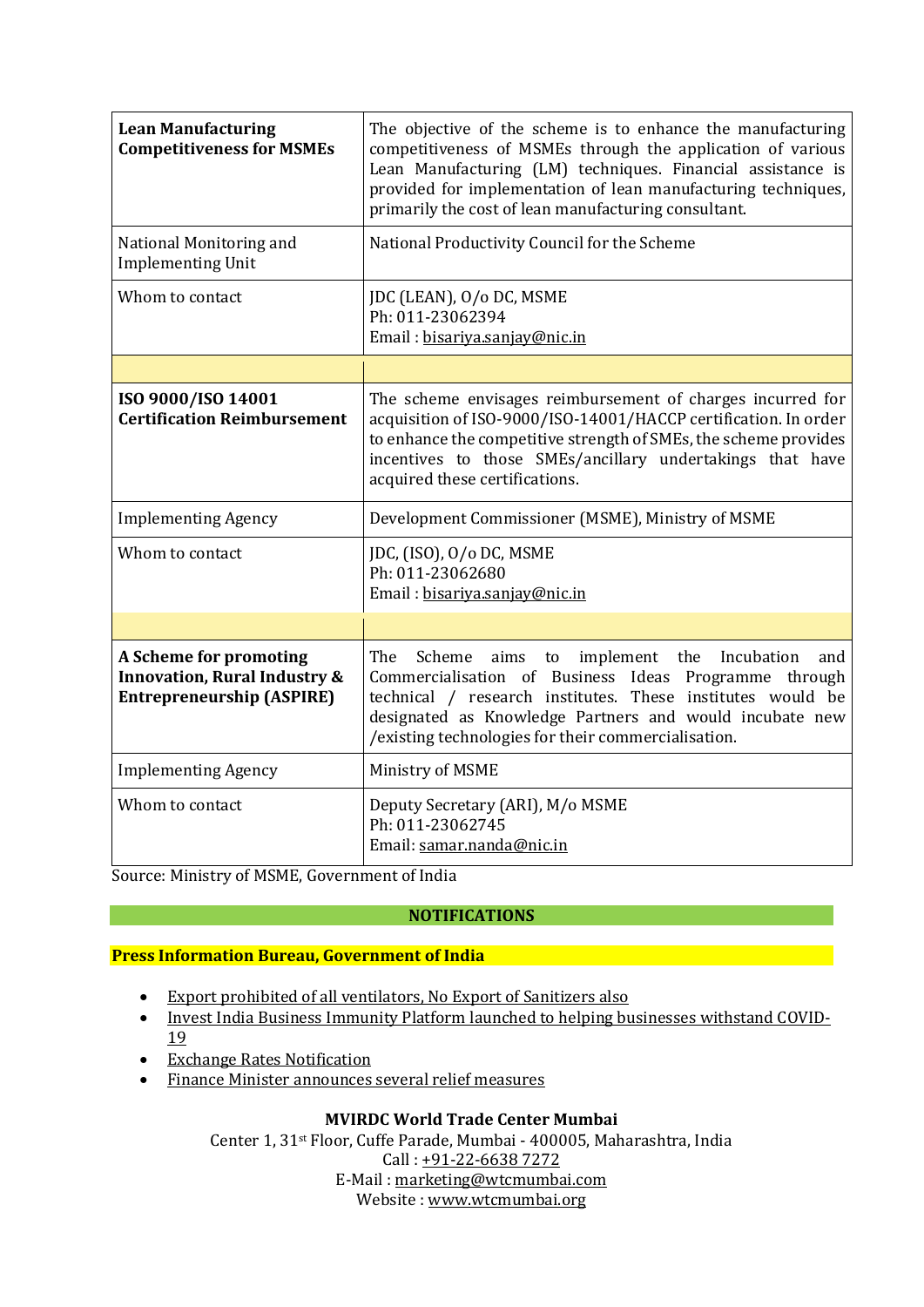| | |
|---|---|
| **Lean Manufacturing Competitiveness for MSMEs** | The objective of the scheme is to enhance the manufacturing competitiveness of MSMEs through the application of various Lean Manufacturing (LM) techniques. Financial assistance is provided for implementation of lean manufacturing techniques, primarily the cost of lean manufacturing consultant. |
| National Monitoring and Implementing Unit | National Productivity Council for the Scheme |
| Whom to contact | JDC (LEAN), O/o DC, MSME<br>Ph: 011-23062394<br>Email : bisariya.sanjay@nic.in |
| | |
| **ISO 9000/ISO 14001 Certification Reimbursement** | The scheme envisages reimbursement of charges incurred for acquisition of ISO-9000/ISO-14001/HACCP certification. In order to enhance the competitive strength of SMEs, the scheme provides incentives to those SMEs/ancillary undertakings that have acquired these certifications. |
| Implementing Agency | Development Commissioner (MSME), Ministry of MSME |
| Whom to contact | JDC, (ISO), O/o DC, MSME<br>Ph: 011-23062680<br>Email : bisariya.sanjay@nic.in |
| | |
| **A Scheme for promoting Innovation, Rural Industry & Entrepreneurship (ASPIRE)** | The Scheme aims to implement the Incubation and Commercialisation of Business Ideas Programme through technical / research institutes. These institutes would be designated as Knowledge Partners and would incubate new /existing technologies for their commercialisation. |
| Implementing Agency | Ministry of MSME |
| Whom to contact | Deputy Secretary (ARI), M/o MSME<br>Ph: 011-23062745<br>Email: samar.nanda@nic.in |

Source: Ministry of MSME, Government of India

## NOTIFICATIONS

**Press Information Bureau, Government of India**

- Export prohibited of all ventilators, No Export of Sanitizers also
- Invest India Business Immunity Platform launched to helping businesses withstand COVID-19
- Exchange Rates Notification
- Finance Minister announces several relief measures

**MVIRDC World Trade Center Mumbai**
Center 1, 31st Floor, Cuffe Parade, Mumbai - 400005, Maharashtra, India
Call : +91-22-6638 7272
E-Mail : marketing@wtcmumbai.com
Website : www.wtcmumbai.org